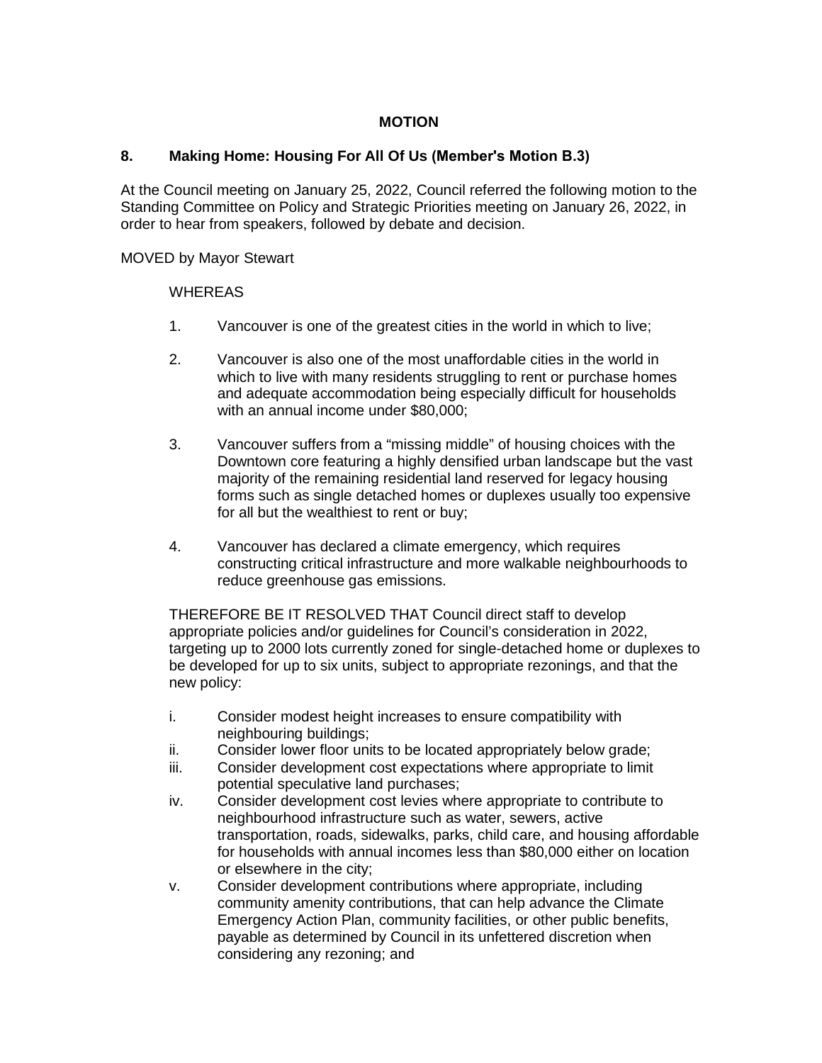## MOTION

### 8. Making Home: Housing For All Of Us (Member's Motion B.3)

At the Council meeting on January 25, 2022, Council referred the following motion to the Standing Committee on Policy and Strategic Priorities meeting on January 26, 2022, in order to hear from speakers, followed by debate and decision.

MOVED by Mayor Stewart

WHEREAS

1. Vancouver is one of the greatest cities in the world in which to live;

2. Vancouver is also one of the most unaffordable cities in the world in which to live with many residents struggling to rent or purchase homes and adequate accommodation being especially difficult for households with an annual income under $80,000;

3. Vancouver suffers from a “missing middle” of housing choices with the Downtown core featuring a highly densified urban landscape but the vast majority of the remaining residential land reserved for legacy housing forms such as single detached homes or duplexes usually too expensive for all but the wealthiest to rent or buy;

4. Vancouver has declared a climate emergency, which requires constructing critical infrastructure and more walkable neighbourhoods to reduce greenhouse gas emissions.

THEREFORE BE IT RESOLVED THAT Council direct staff to develop appropriate policies and/or guidelines for Council’s consideration in 2022, targeting up to 2000 lots currently zoned for single-detached home or duplexes to be developed for up to six units, subject to appropriate rezonings, and that the new policy:

i. Consider modest height increases to ensure compatibility with neighbouring buildings;
ii. Consider lower floor units to be located appropriately below grade;
iii. Consider development cost expectations where appropriate to limit potential speculative land purchases;
iv. Consider development cost levies where appropriate to contribute to neighbourhood infrastructure such as water, sewers, active transportation, roads, sidewalks, parks, child care, and housing affordable for households with annual incomes less than $80,000 either on location or elsewhere in the city;
v. Consider development contributions where appropriate, including community amenity contributions, that can help advance the Climate Emergency Action Plan, community facilities, or other public benefits, payable as determined by Council in its unfettered discretion when considering any rezoning; and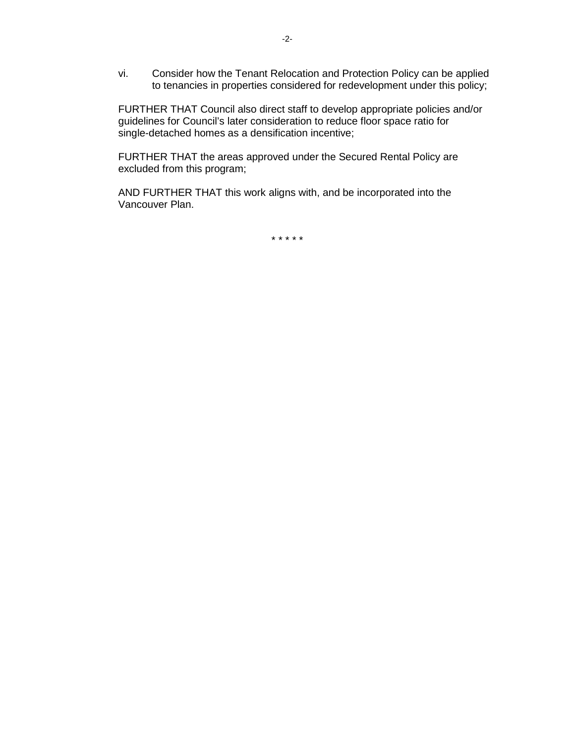vi. Consider how the Tenant Relocation and Protection Policy can be applied to tenancies in properties considered for redevelopment under this policy;

FURTHER THAT Council also direct staff to develop appropriate policies and/or guidelines for Council's later consideration to reduce floor space ratio for single-detached homes as a densification incentive;

FURTHER THAT the areas approved under the Secured Rental Policy are excluded from this program;

AND FURTHER THAT this work aligns with, and be incorporated into the Vancouver Plan.

* * * * *